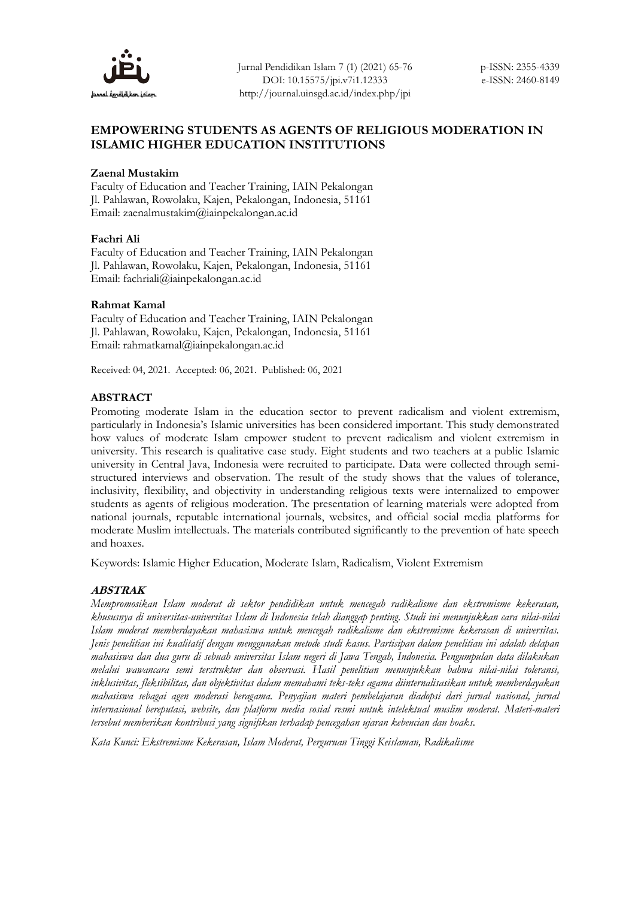# EMPOWERING STUDENTS AS AGENTS OF RELIGIOUS MODERATION IN ISLAMIC HIGHER EDUCATION INSTITUTIONS

**Zaenal Mustakim**
Faculty of Education and Teacher Training, IAIN Pekalongan
Jl. Pahlawan, Rowolaku, Kajen, Pekalongan, Indonesia, 51161
Email: zaenalmustakim@iainpekalongan.ac.id

**Fachri Ali**
Faculty of Education and Teacher Training, IAIN Pekalongan
Jl. Pahlawan, Rowolaku, Kajen, Pekalongan, Indonesia, 51161
Email: fachriali@iainpekalongan.ac.id

**Rahmat Kamal**
Faculty of Education and Teacher Training, IAIN Pekalongan
Jl. Pahlawan, Rowolaku, Kajen, Pekalongan, Indonesia, 51161
Email: rahmatkamal@iainpekalongan.ac.id

Received: 04, 2021. Accepted: 06, 2021. Published: 06, 2021

## ABSTRACT

Promoting moderate Islam in the education sector to prevent radicalism and violent extremism, particularly in Indonesia's Islamic universities has been considered important. This study demonstrated how values of moderate Islam empower student to prevent radicalism and violent extremism in university. This research is qualitative case study. Eight students and two teachers at a public Islamic university in Central Java, Indonesia were recruited to participate. Data were collected through semi-structured interviews and observation. The result of the study shows that the values of tolerance, inclusivity, flexibility, and objectivity in understanding religious texts were internalized to empower students as agents of religious moderation. The presentation of learning materials were adopted from national journals, reputable international journals, websites, and official social media platforms for moderate Muslim intellectuals. The materials contributed significantly to the prevention of hate speech and hoaxes.

Keywords: Islamic Higher Education, Moderate Islam, Radicalism, Violent Extremism

## *ABSTRAK*

*Mempromosikan Islam moderat di sektor pendidikan untuk mencegah radikalisme dan ekstremisme kekerasan, khususnya di universitas-universitas Islam di Indonesia telah dianggap penting. Studi ini menunjukkan cara nilai-nilai Islam moderat memberdayakan mahasiswa untuk mencegah radikalisme dan ekstremisme kekerasan di universitas. Jenis penelitian ini kualitatif dengan menggunakan metode studi kasus. Partisipan dalam penelitian ini adalah delapan mahasiswa dan dua guru di sebuah universitas Islam negeri di Jawa Tengah, Indonesia. Pengumpulan data dilakukan melalui wawancara semi terstruktur dan observasi. Hasil penelitian menunjukkan bahwa nilai-nilai toleransi, inklusivitas, fleksibilitas, dan objektivitas dalam memahami teks-teks agama diinternalisasikan untuk memberdayakan mahasiswa sebagai agen moderasi beragama. Penyajian materi pembelajaran diadopsi dari jurnal nasional, jurnal internasional bereputasi, website, dan platform media sosial resmi untuk intelektual muslim moderat. Materi-materi tersebut memberikan kontribusi yang signifikan terhadap pencegahan ujaran kebencian dan hoaks.*

*Kata Kunci: Ekstremisme Kekerasan, Islam Moderat, Perguruan Tinggi Keislaman, Radikalisme*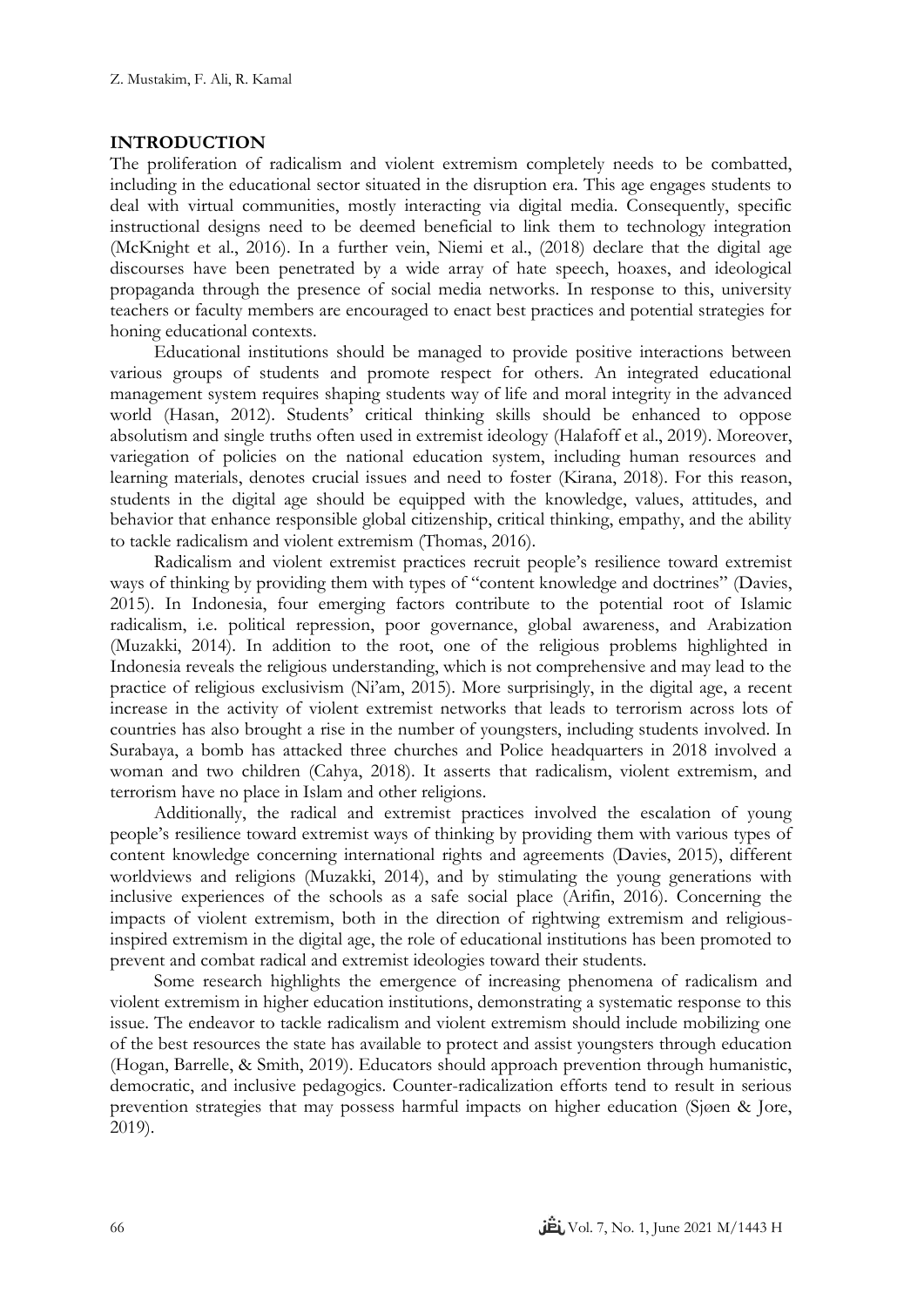## INTRODUCTION

The proliferation of radicalism and violent extremism completely needs to be combatted, including in the educational sector situated in the disruption era. This age engages students to deal with virtual communities, mostly interacting via digital media. Consequently, specific instructional designs need to be deemed beneficial to link them to technology integration (McKnight et al., 2016). In a further vein, Niemi et al., (2018) declare that the digital age discourses have been penetrated by a wide array of hate speech, hoaxes, and ideological propaganda through the presence of social media networks. In response to this, university teachers or faculty members are encouraged to enact best practices and potential strategies for honing educational contexts.

Educational institutions should be managed to provide positive interactions between various groups of students and promote respect for others. An integrated educational management system requires shaping students way of life and moral integrity in the advanced world (Hasan, 2012). Students' critical thinking skills should be enhanced to oppose absolutism and single truths often used in extremist ideology (Halafoff et al., 2019). Moreover, variegation of policies on the national education system, including human resources and learning materials, denotes crucial issues and need to foster (Kirana, 2018). For this reason, students in the digital age should be equipped with the knowledge, values, attitudes, and behavior that enhance responsible global citizenship, critical thinking, empathy, and the ability to tackle radicalism and violent extremism (Thomas, 2016).

Radicalism and violent extremist practices recruit people's resilience toward extremist ways of thinking by providing them with types of "content knowledge and doctrines" (Davies, 2015). In Indonesia, four emerging factors contribute to the potential root of Islamic radicalism, i.e. political repression, poor governance, global awareness, and Arabization (Muzakki, 2014). In addition to the root, one of the religious problems highlighted in Indonesia reveals the religious understanding, which is not comprehensive and may lead to the practice of religious exclusivism (Ni'am, 2015). More surprisingly, in the digital age, a recent increase in the activity of violent extremist networks that leads to terrorism across lots of countries has also brought a rise in the number of youngsters, including students involved. In Surabaya, a bomb has attacked three churches and Police headquarters in 2018 involved a woman and two children (Cahya, 2018). It asserts that radicalism, violent extremism, and terrorism have no place in Islam and other religions.

Additionally, the radical and extremist practices involved the escalation of young people's resilience toward extremist ways of thinking by providing them with various types of content knowledge concerning international rights and agreements (Davies, 2015), different worldviews and religions (Muzakki, 2014), and by stimulating the young generations with inclusive experiences of the schools as a safe social place (Arifin, 2016). Concerning the impacts of violent extremism, both in the direction of rightwing extremism and religious-inspired extremism in the digital age, the role of educational institutions has been promoted to prevent and combat radical and extremist ideologies toward their students.

Some research highlights the emergence of increasing phenomena of radicalism and violent extremism in higher education institutions, demonstrating a systematic response to this issue. The endeavor to tackle radicalism and violent extremism should include mobilizing one of the best resources the state has available to protect and assist youngsters through education (Hogan, Barrelle, & Smith, 2019). Educators should approach prevention through humanistic, democratic, and inclusive pedagogics. Counter-radicalization efforts tend to result in serious prevention strategies that may possess harmful impacts on higher education (Sjøen & Jore, 2019).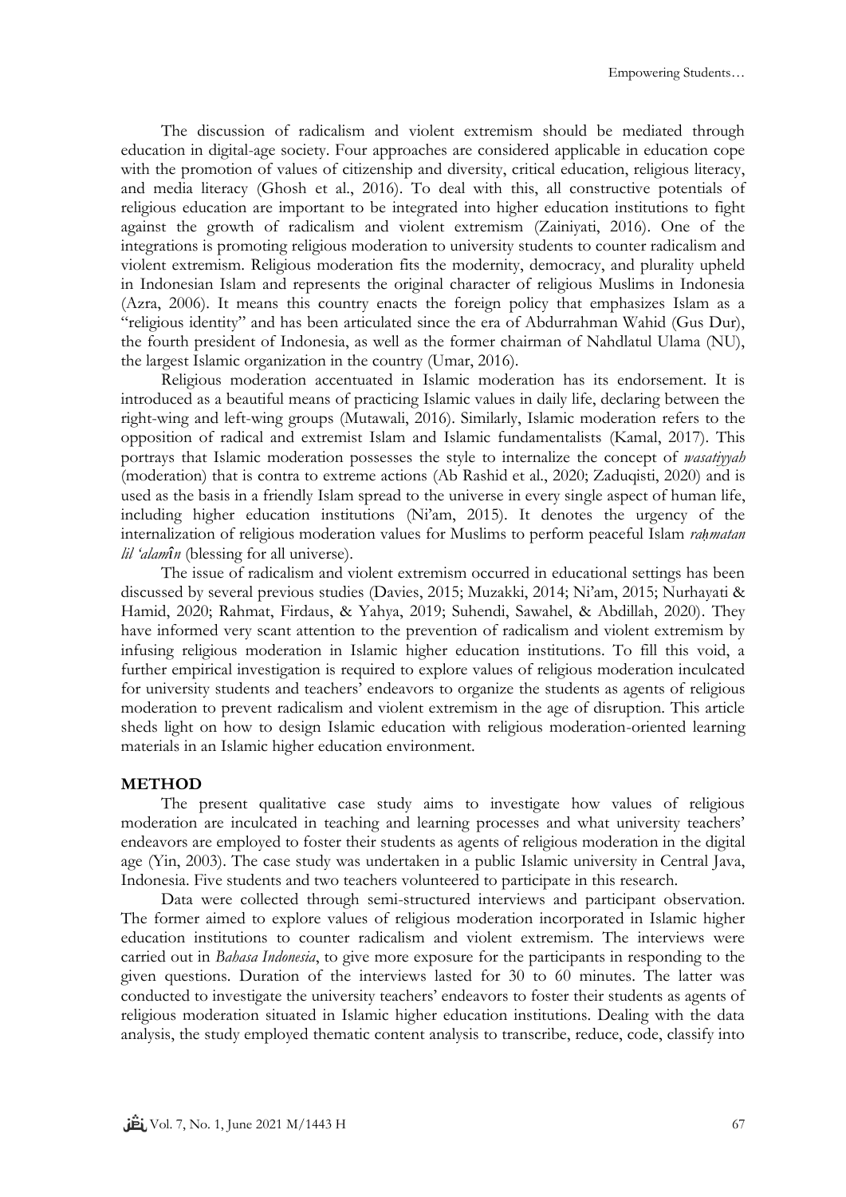The discussion of radicalism and violent extremism should be mediated through education in digital-age society. Four approaches are considered applicable in education cope with the promotion of values of citizenship and diversity, critical education, religious literacy, and media literacy (Ghosh et al., 2016). To deal with this, all constructive potentials of religious education are important to be integrated into higher education institutions to fight against the growth of radicalism and violent extremism (Zainiyati, 2016). One of the integrations is promoting religious moderation to university students to counter radicalism and violent extremism. Religious moderation fits the modernity, democracy, and plurality upheld in Indonesian Islam and represents the original character of religious Muslims in Indonesia (Azra, 2006). It means this country enacts the foreign policy that emphasizes Islam as a "religious identity" and has been articulated since the era of Abdurrahman Wahid (Gus Dur), the fourth president of Indonesia, as well as the former chairman of Nahdlatul Ulama (NU), the largest Islamic organization in the country (Umar, 2016).

Religious moderation accentuated in Islamic moderation has its endorsement. It is introduced as a beautiful means of practicing Islamic values in daily life, declaring between the right-wing and left-wing groups (Mutawali, 2016). Similarly, Islamic moderation refers to the opposition of radical and extremist Islam and Islamic fundamentalists (Kamal, 2017). This portrays that Islamic moderation possesses the style to internalize the concept of *wasatiyyah* (moderation) that is contra to extreme actions (Ab Rashid et al., 2020; Zaduqisti, 2020) and is used as the basis in a friendly Islam spread to the universe in every single aspect of human life, including higher education institutions (Ni'am, 2015). It denotes the urgency of the internalization of religious moderation values for Muslims to perform peaceful Islam *raḥmatan lil 'alamîn* (blessing for all universe).

The issue of radicalism and violent extremism occurred in educational settings has been discussed by several previous studies (Davies, 2015; Muzakki, 2014; Ni'am, 2015; Nurhayati & Hamid, 2020; Rahmat, Firdaus, & Yahya, 2019; Suhendi, Sawahel, & Abdillah, 2020). They have informed very scant attention to the prevention of radicalism and violent extremism by infusing religious moderation in Islamic higher education institutions. To fill this void, a further empirical investigation is required to explore values of religious moderation inculcated for university students and teachers' endeavors to organize the students as agents of religious moderation to prevent radicalism and violent extremism in the age of disruption. This article sheds light on how to design Islamic education with religious moderation-oriented learning materials in an Islamic higher education environment.

## METHOD

The present qualitative case study aims to investigate how values of religious moderation are inculcated in teaching and learning processes and what university teachers' endeavors are employed to foster their students as agents of religious moderation in the digital age (Yin, 2003). The case study was undertaken in a public Islamic university in Central Java, Indonesia. Five students and two teachers volunteered to participate in this research.

Data were collected through semi-structured interviews and participant observation. The former aimed to explore values of religious moderation incorporated in Islamic higher education institutions to counter radicalism and violent extremism. The interviews were carried out in *Bahasa Indonesia*, to give more exposure for the participants in responding to the given questions. Duration of the interviews lasted for 30 to 60 minutes. The latter was conducted to investigate the university teachers' endeavors to foster their students as agents of religious moderation situated in Islamic higher education institutions. Dealing with the data analysis, the study employed thematic content analysis to transcribe, reduce, code, classify into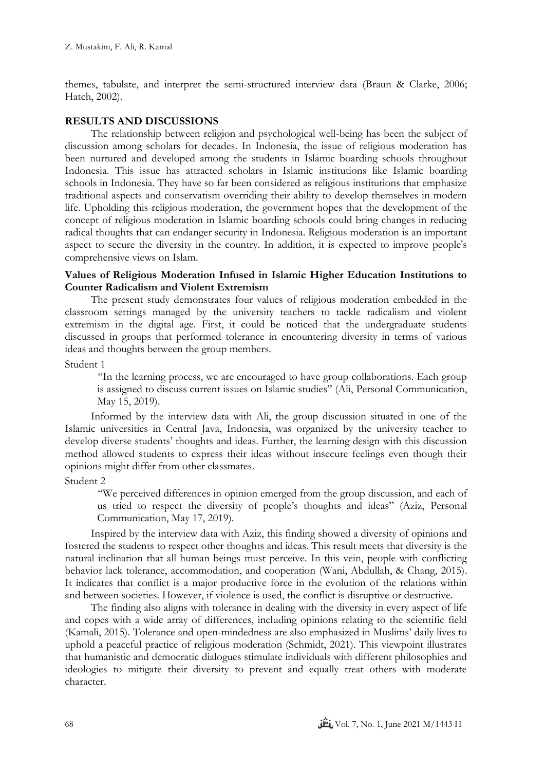themes, tabulate, and interpret the semi-structured interview data (Braun & Clarke, 2006; Hatch, 2002).

## RESULTS AND DISCUSSIONS

The relationship between religion and psychological well-being has been the subject of discussion among scholars for decades. In Indonesia, the issue of religious moderation has been nurtured and developed among the students in Islamic boarding schools throughout Indonesia. This issue has attracted scholars in Islamic institutions like Islamic boarding schools in Indonesia. They have so far been considered as religious institutions that emphasize traditional aspects and conservatism overriding their ability to develop themselves in modern life. Upholding this religious moderation, the government hopes that the development of the concept of religious moderation in Islamic boarding schools could bring changes in reducing radical thoughts that can endanger security in Indonesia. Religious moderation is an important aspect to secure the diversity in the country. In addition, it is expected to improve people's comprehensive views on Islam.

### Values of Religious Moderation Infused in Islamic Higher Education Institutions to Counter Radicalism and Violent Extremism

The present study demonstrates four values of religious moderation embedded in the classroom settings managed by the university teachers to tackle radicalism and violent extremism in the digital age. First, it could be noticed that the undergraduate students discussed in groups that performed tolerance in encountering diversity in terms of various ideas and thoughts between the group members.

Student 1

> "In the learning process, we are encouraged to have group collaborations. Each group is assigned to discuss current issues on Islamic studies" (Ali, Personal Communication, May 15, 2019).

Informed by the interview data with Ali, the group discussion situated in one of the Islamic universities in Central Java, Indonesia, was organized by the university teacher to develop diverse students' thoughts and ideas. Further, the learning design with this discussion method allowed students to express their ideas without insecure feelings even though their opinions might differ from other classmates.

Student 2

> "We perceived differences in opinion emerged from the group discussion, and each of us tried to respect the diversity of people's thoughts and ideas" (Aziz, Personal Communication, May 17, 2019).

Inspired by the interview data with Aziz, this finding showed a diversity of opinions and fostered the students to respect other thoughts and ideas. This result meets that diversity is the natural inclination that all human beings must perceive. In this vein, people with conflicting behavior lack tolerance, accommodation, and cooperation (Wani, Abdullah, & Chang, 2015). It indicates that conflict is a major productive force in the evolution of the relations within and between societies. However, if violence is used, the conflict is disruptive or destructive.

The finding also aligns with tolerance in dealing with the diversity in every aspect of life and copes with a wide array of differences, including opinions relating to the scientific field (Kamali, 2015). Tolerance and open-mindedness are also emphasized in Muslims' daily lives to uphold a peaceful practice of religious moderation (Schmidt, 2021). This viewpoint illustrates that humanistic and democratic dialogues stimulate individuals with different philosophies and ideologies to mitigate their diversity to prevent and equally treat others with moderate character.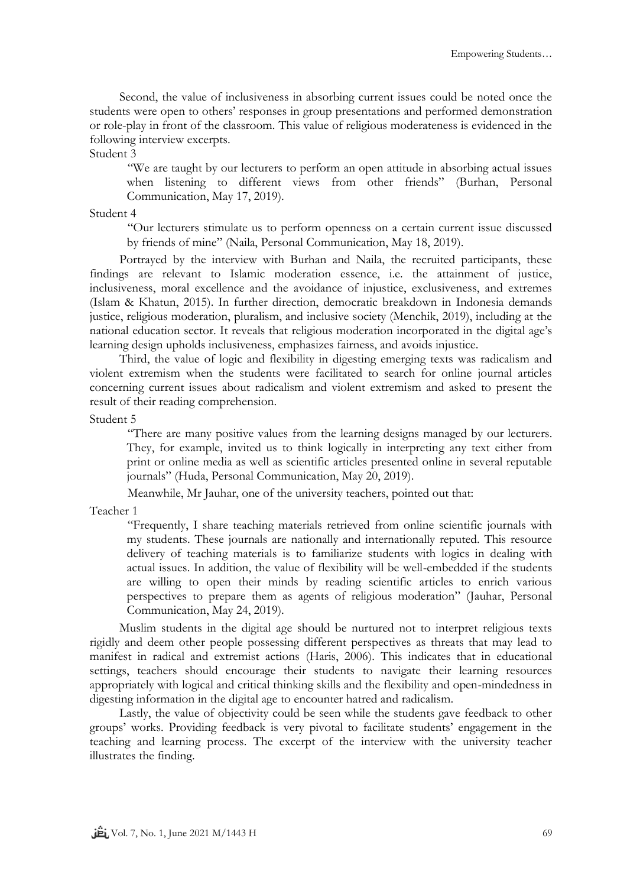Second, the value of inclusiveness in absorbing current issues could be noted once the students were open to others' responses in group presentations and performed demonstration or role-play in front of the classroom. This value of religious moderateness is evidenced in the following interview excerpts.

Student 3

> "We are taught by our lecturers to perform an open attitude in absorbing actual issues when listening to different views from other friends" (Burhan, Personal Communication, May 17, 2019).

Student 4

> "Our lecturers stimulate us to perform openness on a certain current issue discussed by friends of mine" (Naila, Personal Communication, May 18, 2019).

Portrayed by the interview with Burhan and Naila, the recruited participants, these findings are relevant to Islamic moderation essence, i.e. the attainment of justice, inclusiveness, moral excellence and the avoidance of injustice, exclusiveness, and extremes (Islam & Khatun, 2015). In further direction, democratic breakdown in Indonesia demands justice, religious moderation, pluralism, and inclusive society (Menchik, 2019), including at the national education sector. It reveals that religious moderation incorporated in the digital age's learning design upholds inclusiveness, emphasizes fairness, and avoids injustice.

Third, the value of logic and flexibility in digesting emerging texts was radicalism and violent extremism when the students were facilitated to search for online journal articles concerning current issues about radicalism and violent extremism and asked to present the result of their reading comprehension.

Student 5

> "There are many positive values from the learning designs managed by our lecturers. They, for example, invited us to think logically in interpreting any text either from print or online media as well as scientific articles presented online in several reputable journals" (Huda, Personal Communication, May 20, 2019).

Meanwhile, Mr Jauhar, one of the university teachers, pointed out that:

Teacher 1

> "Frequently, I share teaching materials retrieved from online scientific journals with my students. These journals are nationally and internationally reputed. This resource delivery of teaching materials is to familiarize students with logics in dealing with actual issues. In addition, the value of flexibility will be well-embedded if the students are willing to open their minds by reading scientific articles to enrich various perspectives to prepare them as agents of religious moderation" (Jauhar, Personal Communication, May 24, 2019).

Muslim students in the digital age should be nurtured not to interpret religious texts rigidly and deem other people possessing different perspectives as threats that may lead to manifest in radical and extremist actions (Haris, 2006). This indicates that in educational settings, teachers should encourage their students to navigate their learning resources appropriately with logical and critical thinking skills and the flexibility and open-mindedness in digesting information in the digital age to encounter hatred and radicalism.

Lastly, the value of objectivity could be seen while the students gave feedback to other groups' works. Providing feedback is very pivotal to facilitate students' engagement in the teaching and learning process. The excerpt of the interview with the university teacher illustrates the finding.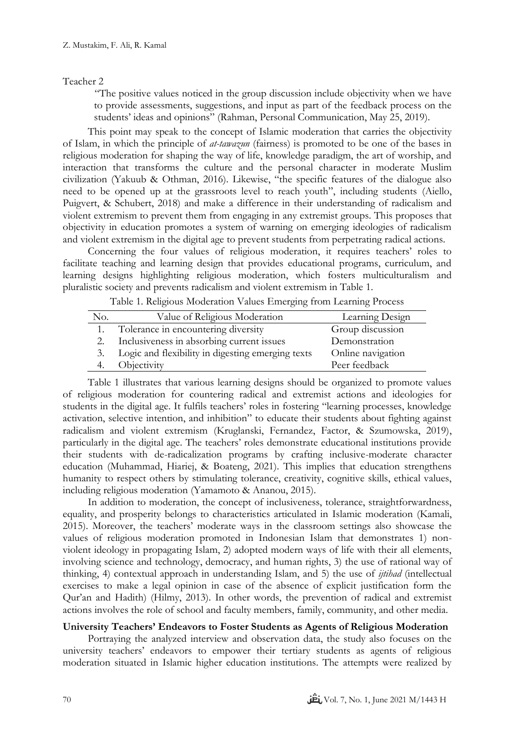Teacher 2

> "The positive values noticed in the group discussion include objectivity when we have to provide assessments, suggestions, and input as part of the feedback process on the students' ideas and opinions" (Rahman, Personal Communication, May 25, 2019).

This point may speak to the concept of Islamic moderation that carries the objectivity of Islam, in which the principle of *at-tawazun* (fairness) is promoted to be one of the bases in religious moderation for shaping the way of life, knowledge paradigm, the art of worship, and interaction that transforms the culture and the personal character in moderate Muslim civilization (Yakuub & Othman, 2016). Likewise, "the specific features of the dialogue also need to be opened up at the grassroots level to reach youth", including students (Aiello, Puigvert, & Schubert, 2018) and make a difference in their understanding of radicalism and violent extremism to prevent them from engaging in any extremist groups. This proposes that objectivity in education promotes a system of warning on emerging ideologies of radicalism and violent extremism in the digital age to prevent students from perpetrating radical actions.

Concerning the four values of religious moderation, it requires teachers' roles to facilitate teaching and learning design that provides educational programs, curriculum, and learning designs highlighting religious moderation, which fosters multiculturalism and pluralistic society and prevents radicalism and violent extremism in Table 1.

Table 1. Religious Moderation Values Emerging from Learning Process

| No. | Value of Religious Moderation | Learning Design |
|---|---|---|
| 1. | Tolerance in encountering diversity | Group discussion |
| 2. | Inclusiveness in absorbing current issues | Demonstration |
| 3. | Logic and flexibility in digesting emerging texts | Online navigation |
| 4. | Objectivity | Peer feedback |

Table 1 illustrates that various learning designs should be organized to promote values of religious moderation for countering radical and extremist actions and ideologies for students in the digital age. It fulfils teachers' roles in fostering "learning processes, knowledge activation, selective intention, and inhibition" to educate their students about fighting against radicalism and violent extremism (Kruglanski, Fernandez, Factor, & Szumowska, 2019), particularly in the digital age. The teachers' roles demonstrate educational institutions provide their students with de-radicalization programs by crafting inclusive-moderate character education (Muhammad, Hiariej, & Boateng, 2021). This implies that education strengthens humanity to respect others by stimulating tolerance, creativity, cognitive skills, ethical values, including religious moderation (Yamamoto & Ananou, 2015).

In addition to moderation, the concept of inclusiveness, tolerance, straightforwardness, equality, and prosperity belongs to characteristics articulated in Islamic moderation (Kamali, 2015). Moreover, the teachers' moderate ways in the classroom settings also showcase the values of religious moderation promoted in Indonesian Islam that demonstrates 1) non-violent ideology in propagating Islam, 2) adopted modern ways of life with their all elements, involving science and technology, democracy, and human rights, 3) the use of rational way of thinking, 4) contextual approach in understanding Islam, and 5) the use of *ijtihad* (intellectual exercises to make a legal opinion in case of the absence of explicit justification form the Qur'an and Hadith) (Hilmy, 2013). In other words, the prevention of radical and extremist actions involves the role of school and faculty members, family, community, and other media.

**University Teachers' Endeavors to Foster Students as Agents of Religious Moderation**

Portraying the analyzed interview and observation data, the study also focuses on the university teachers' endeavors to empower their tertiary students as agents of religious moderation situated in Islamic higher education institutions. The attempts were realized by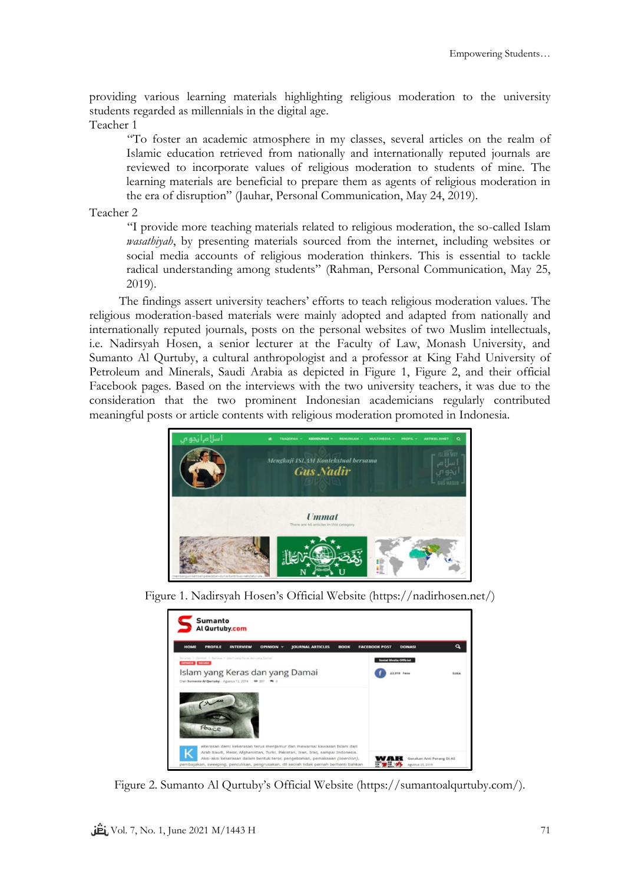providing various learning materials highlighting religious moderation to the university students regarded as millennials in the digital age.

Teacher 1

> "To foster an academic atmosphere in my classes, several articles on the realm of Islamic education retrieved from nationally and internationally reputed journals are reviewed to incorporate values of religious moderation to students of mine. The learning materials are beneficial to prepare them as agents of religious moderation in the era of disruption" (Jauhar, Personal Communication, May 24, 2019).

Teacher 2

> "I provide more teaching materials related to religious moderation, the so-called Islam *wasathiyah*, by presenting materials sourced from the internet, including websites or social media accounts of religious moderation thinkers. This is essential to tackle radical understanding among students" (Rahman, Personal Communication, May 25, 2019).

The findings assert university teachers' efforts to teach religious moderation values. The religious moderation-based materials were mainly adopted and adapted from nationally and internationally reputed journals, posts on the personal websites of two Muslim intellectuals, i.e. Nadirsyah Hosen, a senior lecturer at the Faculty of Law, Monash University, and Sumanto Al Qurtuby, a cultural anthropologist and a professor at King Fahd University of Petroleum and Minerals, Saudi Arabia as depicted in Figure 1, Figure 2, and their official Facebook pages. Based on the interviews with the two university teachers, it was due to the consideration that the two prominent Indonesian academicians regularly contributed meaningful posts or article contents with religious moderation promoted in Indonesia.

Figure 1. Nadirsyah Hosen's Official Website (https://nadirhosen.net/)

Figure 2. Sumanto Al Qurtuby's Official Website (https://sumantoalqurtuby.com/).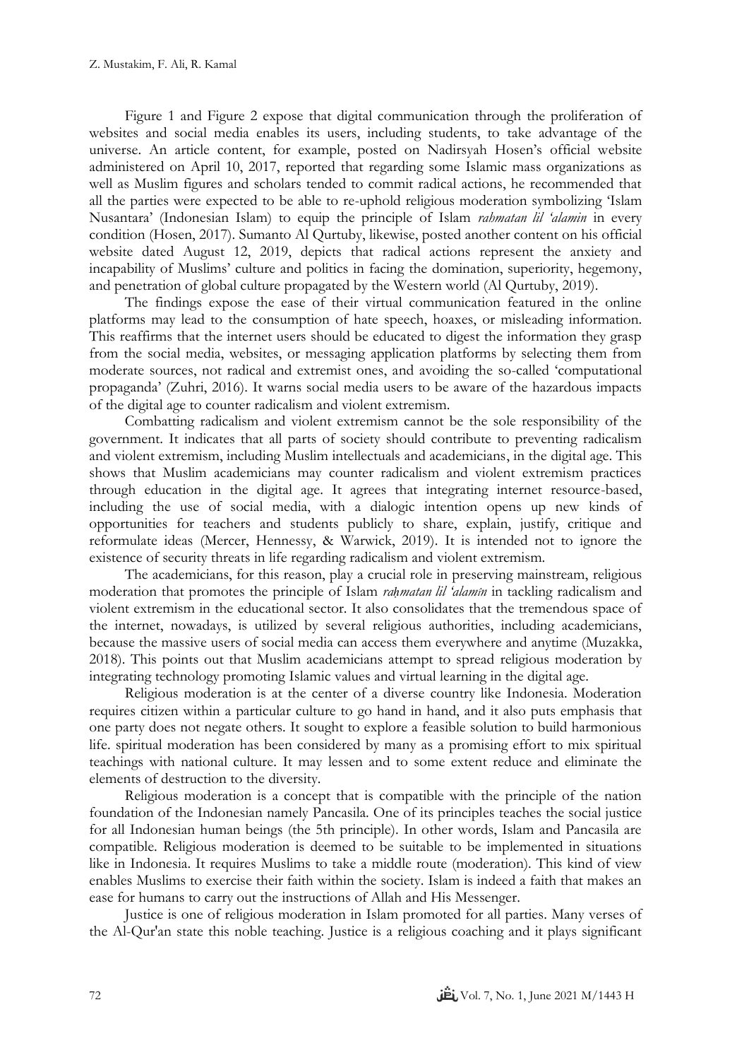Figure 1 and Figure 2 expose that digital communication through the proliferation of websites and social media enables its users, including students, to take advantage of the universe. An article content, for example, posted on Nadirsyah Hosen's official website administered on April 10, 2017, reported that regarding some Islamic mass organizations as well as Muslim figures and scholars tended to commit radical actions, he recommended that all the parties were expected to be able to re-uphold religious moderation symbolizing 'Islam Nusantara' (Indonesian Islam) to equip the principle of Islam *rahmatan lil 'alamin* in every condition (Hosen, 2017). Sumanto Al Qurtuby, likewise, posted another content on his official website dated August 12, 2019, depicts that radical actions represent the anxiety and incapability of Muslims' culture and politics in facing the domination, superiority, hegemony, and penetration of global culture propagated by the Western world (Al Qurtuby, 2019).

The findings expose the ease of their virtual communication featured in the online platforms may lead to the consumption of hate speech, hoaxes, or misleading information. This reaffirms that the internet users should be educated to digest the information they grasp from the social media, websites, or messaging application platforms by selecting them from moderate sources, not radical and extremist ones, and avoiding the so-called 'computational propaganda' (Zuhri, 2016). It warns social media users to be aware of the hazardous impacts of the digital age to counter radicalism and violent extremism.

Combatting radicalism and violent extremism cannot be the sole responsibility of the government. It indicates that all parts of society should contribute to preventing radicalism and violent extremism, including Muslim intellectuals and academicians, in the digital age. This shows that Muslim academicians may counter radicalism and violent extremism practices through education in the digital age. It agrees that integrating internet resource-based, including the use of social media, with a dialogic intention opens up new kinds of opportunities for teachers and students publicly to share, explain, justify, critique and reformulate ideas (Mercer, Hennessy, & Warwick, 2019). It is intended not to ignore the existence of security threats in life regarding radicalism and violent extremism.

The academicians, for this reason, play a crucial role in preserving mainstream, religious moderation that promotes the principle of Islam *raḥmatan lil 'alamîn* in tackling radicalism and violent extremism in the educational sector. It also consolidates that the tremendous space of the internet, nowadays, is utilized by several religious authorities, including academicians, because the massive users of social media can access them everywhere and anytime (Muzakka, 2018). This points out that Muslim academicians attempt to spread religious moderation by integrating technology promoting Islamic values and virtual learning in the digital age.

Religious moderation is at the center of a diverse country like Indonesia. Moderation requires citizen within a particular culture to go hand in hand, and it also puts emphasis that one party does not negate others. It sought to explore a feasible solution to build harmonious life. spiritual moderation has been considered by many as a promising effort to mix spiritual teachings with national culture. It may lessen and to some extent reduce and eliminate the elements of destruction to the diversity.

Religious moderation is a concept that is compatible with the principle of the nation foundation of the Indonesian namely Pancasila. One of its principles teaches the social justice for all Indonesian human beings (the 5th principle). In other words, Islam and Pancasila are compatible. Religious moderation is deemed to be suitable to be implemented in situations like in Indonesia. It requires Muslims to take a middle route (moderation). This kind of view enables Muslims to exercise their faith within the society. Islam is indeed a faith that makes an ease for humans to carry out the instructions of Allah and His Messenger.

Justice is one of religious moderation in Islam promoted for all parties. Many verses of the Al-Qur'an state this noble teaching. Justice is a religious coaching and it plays significant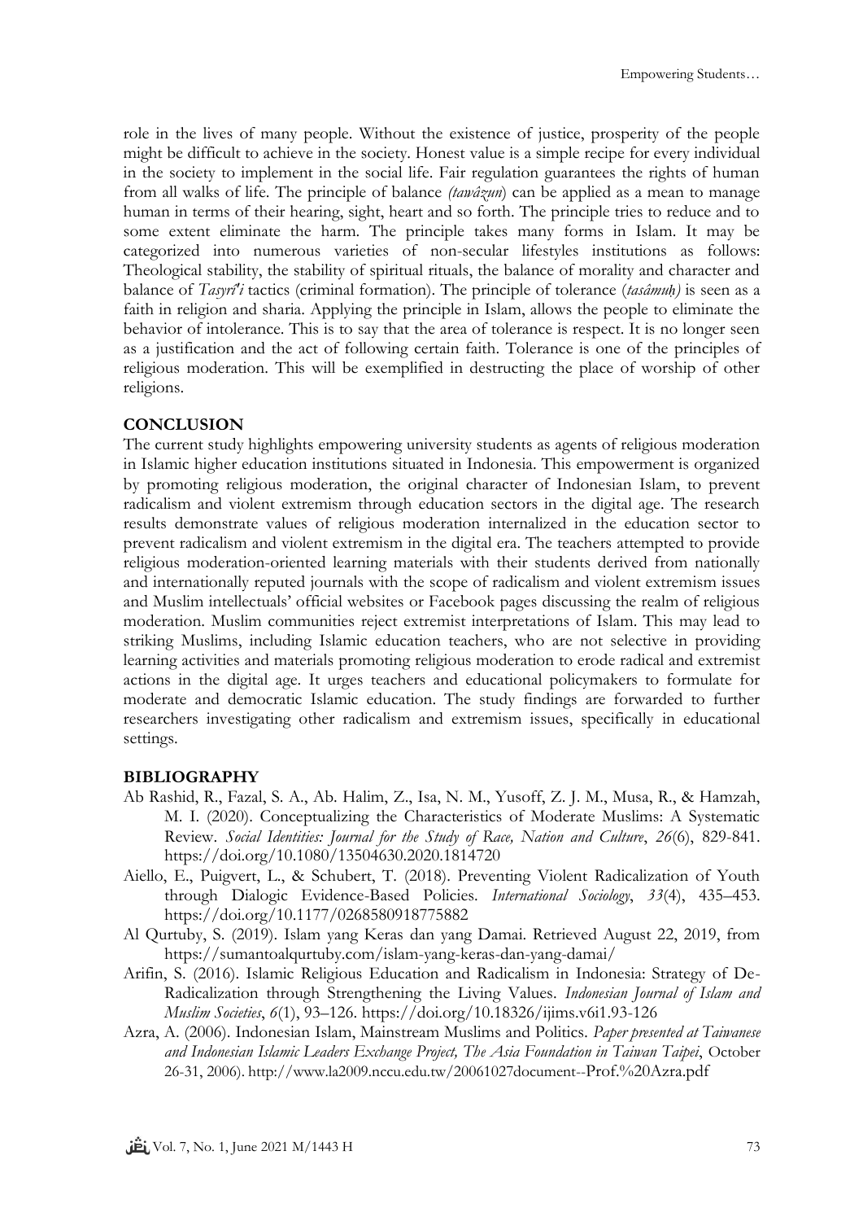role in the lives of many people. Without the existence of justice, prosperity of the people might be difficult to achieve in the society. Honest value is a simple recipe for every individual in the society to implement in the social life. Fair regulation guarantees the rights of human from all walks of life. The principle of balance *(tawâzun*) can be applied as a mean to manage human in terms of their hearing, sight, heart and so forth. The principle tries to reduce and to some extent eliminate the harm. The principle takes many forms in Islam. It may be categorized into numerous varieties of non-secular lifestyles institutions as follows: Theological stability, the stability of spiritual rituals, the balance of morality and character and balance of *Tasyrî'i* tactics (criminal formation). The principle of tolerance (*tasâmuḥ)* is seen as a faith in religion and sharia. Applying the principle in Islam, allows the people to eliminate the behavior of intolerance. This is to say that the area of tolerance is respect. It is no longer seen as a justification and the act of following certain faith. Tolerance is one of the principles of religious moderation. This will be exemplified in destructing the place of worship of other religions.

## CONCLUSION

The current study highlights empowering university students as agents of religious moderation in Islamic higher education institutions situated in Indonesia. This empowerment is organized by promoting religious moderation, the original character of Indonesian Islam, to prevent radicalism and violent extremism through education sectors in the digital age. The research results demonstrate values of religious moderation internalized in the education sector to prevent radicalism and violent extremism in the digital era. The teachers attempted to provide religious moderation-oriented learning materials with their students derived from nationally and internationally reputed journals with the scope of radicalism and violent extremism issues and Muslim intellectuals' official websites or Facebook pages discussing the realm of religious moderation. Muslim communities reject extremist interpretations of Islam. This may lead to striking Muslims, including Islamic education teachers, who are not selective in providing learning activities and materials promoting religious moderation to erode radical and extremist actions in the digital age. It urges teachers and educational policymakers to formulate for moderate and democratic Islamic education. The study findings are forwarded to further researchers investigating other radicalism and extremism issues, specifically in educational settings.

## BIBLIOGRAPHY

- Ab Rashid, R., Fazal, S. A., Ab. Halim, Z., Isa, N. M., Yusoff, Z. J. M., Musa, R., & Hamzah, M. I. (2020). Conceptualizing the Characteristics of Moderate Muslims: A Systematic Review. *Social Identities: Journal for the Study of Race, Nation and Culture*, *26*(6), 829-841. https://doi.org/10.1080/13504630.2020.1814720
- Aiello, E., Puigvert, L., & Schubert, T. (2018). Preventing Violent Radicalization of Youth through Dialogic Evidence-Based Policies. *International Sociology*, *33*(4), 435–453. https://doi.org/10.1177/0268580918775882
- Al Qurtuby, S. (2019). Islam yang Keras dan yang Damai. Retrieved August 22, 2019, from https://sumantoalqurtuby.com/islam-yang-keras-dan-yang-damai/
- Arifin, S. (2016). Islamic Religious Education and Radicalism in Indonesia: Strategy of De-Radicalization through Strengthening the Living Values. *Indonesian Journal of Islam and Muslim Societies*, *6*(1), 93–126. https://doi.org/10.18326/ijims.v6i1.93-126
- Azra, A. (2006). Indonesian Islam, Mainstream Muslims and Politics. *Paper presented at Taiwanese and Indonesian Islamic Leaders Exchange Project, The Asia Foundation in Taiwan Taipei*, October 26-31, 2006). http://www.la2009.nccu.edu.tw/20061027document--Prof.%20Azra.pdf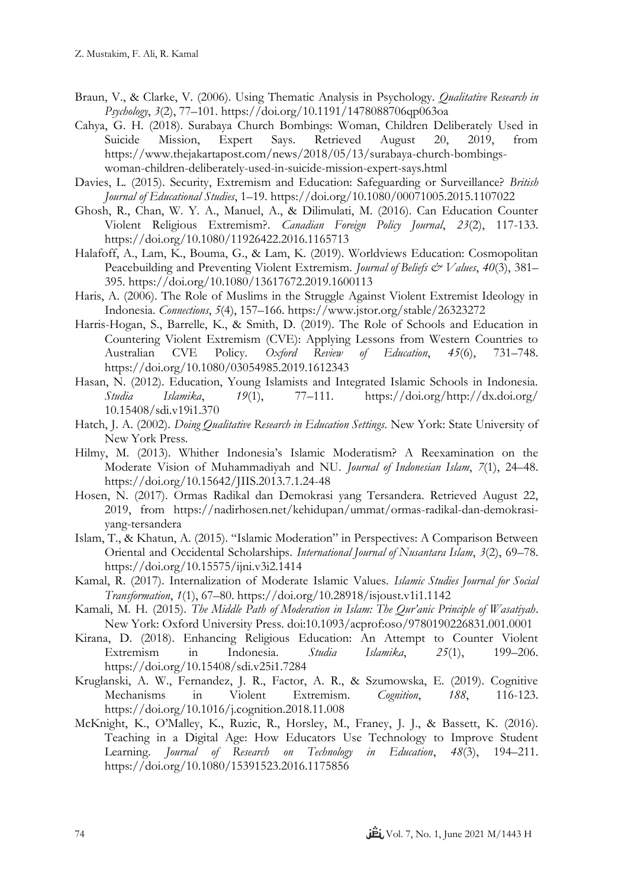Braun, V., & Clarke, V. (2006). Using Thematic Analysis in Psychology. *Qualitative Research in Psychology*, *3*(2), 77–101. https://doi.org/10.1191/1478088706qp063oa

Cahya, G. H. (2018). Surabaya Church Bombings: Woman, Children Deliberately Used in Suicide Mission, Expert Says. Retrieved August 20, 2019, from https://www.thejakartapost.com/news/2018/05/13/surabaya-church-bombings-woman-children-deliberately-used-in-suicide-mission-expert-says.html

Davies, L. (2015). Security, Extremism and Education: Safeguarding or Surveillance? *British Journal of Educational Studies*, 1–19. https://doi.org/10.1080/00071005.2015.1107022

Ghosh, R., Chan, W. Y. A., Manuel, A., & Dilimulati, M. (2016). Can Education Counter Violent Religious Extremism?. *Canadian Foreign Policy Journal*, *23*(2), 117-133. https://doi.org/10.1080/11926422.2016.1165713

Halafoff, A., Lam, K., Bouma, G., & Lam, K. (2019). Worldviews Education: Cosmopolitan Peacebuilding and Preventing Violent Extremism. *Journal of Beliefs & Values*, *40*(3), 381–395. https://doi.org/10.1080/13617672.2019.1600113

Haris, A. (2006). The Role of Muslims in the Struggle Against Violent Extremist Ideology in Indonesia. *Connections*, *5*(4), 157–166. https://www.jstor.org/stable/26323272

Harris-Hogan, S., Barrelle, K., & Smith, D. (2019). The Role of Schools and Education in Countering Violent Extremism (CVE): Applying Lessons from Western Countries to Australian CVE Policy. *Oxford Review of Education*, *45*(6), 731–748. https://doi.org/10.1080/03054985.2019.1612343

Hasan, N. (2012). Education, Young Islamists and Integrated Islamic Schools in Indonesia. *Studia Islamika*, *19*(1), 77–111. https://doi.org/http://dx.doi.org/10.15408/sdi.v19i1.370

Hatch, J. A. (2002). *Doing Qualitative Research in Education Settings*. New York: State University of New York Press.

Hilmy, M. (2013). Whither Indonesia's Islamic Moderatism? A Reexamination on the Moderate Vision of Muhammadiyah and NU. *Journal of Indonesian Islam*, *7*(1), 24–48. https://doi.org/10.15642/JIIS.2013.7.1.24-48

Hosen, N. (2017). Ormas Radikal dan Demokrasi yang Tersandera. Retrieved August 22, 2019, from https://nadirhosen.net/kehidupan/ummat/ormas-radikal-dan-demokrasi-yang-tersandera

Islam, T., & Khatun, A. (2015). "Islamic Moderation" in Perspectives: A Comparison Between Oriental and Occidental Scholarships. *International Journal of Nusantara Islam*, *3*(2), 69–78. https://doi.org/10.15575/ijni.v3i2.1414

Kamal, R. (2017). Internalization of Moderate Islamic Values. *Islamic Studies Journal for Social Transformation*, *1*(1), 67–80. https://doi.org/10.28918/isjoust.v1i1.1142

Kamali, M. H. (2015). *The Middle Path of Moderation in Islam: The Qur'anic Principle of Wasatiyah*. New York: Oxford University Press. doi:10.1093/acprof:oso/9780190226831.001.0001

Kirana, D. (2018). Enhancing Religious Education: An Attempt to Counter Violent Extremism in Indonesia. *Studia Islamika*, *25*(1), 199–206. https://doi.org/10.15408/sdi.v25i1.7284

Kruglanski, A. W., Fernandez, J. R., Factor, A. R., & Szumowska, E. (2019). Cognitive Mechanisms in Violent Extremism. *Cognition*, *188*, 116-123. https://doi.org/10.1016/j.cognition.2018.11.008

McKnight, K., O'Malley, K., Ruzic, R., Horsley, M., Franey, J. J., & Bassett, K. (2016). Teaching in a Digital Age: How Educators Use Technology to Improve Student Learning. *Journal of Research on Technology in Education*, *48*(3), 194–211. https://doi.org/10.1080/15391523.2016.1175856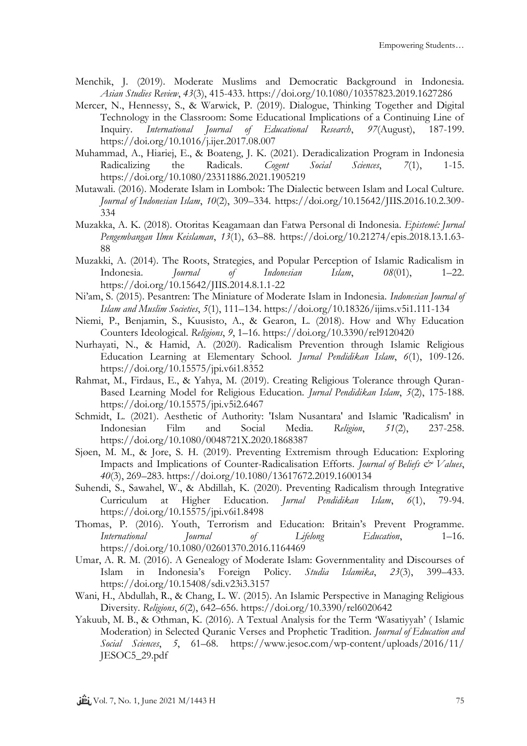Menchik, J. (2019). Moderate Muslims and Democratic Background in Indonesia. *Asian Studies Review*, *43*(3), 415-433. https://doi.org/10.1080/10357823.2019.1627286

Mercer, N., Hennessy, S., & Warwick, P. (2019). Dialogue, Thinking Together and Digital Technology in the Classroom: Some Educational Implications of a Continuing Line of Inquiry. *International Journal of Educational Research*, *97*(August), 187-199. https://doi.org/10.1016/j.ijer.2017.08.007

Muhammad, A., Hiariej, E., & Boateng, J. K. (2021). Deradicalization Program in Indonesia Radicalizing the Radicals. *Cogent Social Sciences*, *7*(1), 1-15. https://doi.org/10.1080/23311886.2021.1905219

Mutawali. (2016). Moderate Islam in Lombok: The Dialectic between Islam and Local Culture. *Journal of Indonesian Islam*, *10*(2), 309–334. https://doi.org/10.15642/JIIS.2016.10.2.309-334

Muzakka, A. K. (2018). Otoritas Keagamaan dan Fatwa Personal di Indonesia. *Epistemé: Jurnal Pengembangan Ilmu Keislaman*, *13*(1), 63–88. https://doi.org/10.21274/epis.2018.13.1.63-88

Muzakki, A. (2014). The Roots, Strategies, and Popular Perception of Islamic Radicalism in Indonesia. *Journal of Indonesian Islam*, *08*(01), 1–22. https://doi.org/10.15642/JIIS.2014.8.1.1-22

Ni'am, S. (2015). Pesantren: The Miniature of Moderate Islam in Indonesia. *Indonesian Journal of Islam and Muslim Societies*, *5*(1), 111–134. https://doi.org/10.18326/ijims.v5i1.111-134

Niemi, P., Benjamin, S., Kuusisto, A., & Gearon, L. (2018). How and Why Education Counters Ideological. *Religions*, *9*, 1–16. https://doi.org/10.3390/rel9120420

Nurhayati, N., & Hamid, A. (2020). Radicalism Prevention through Islamic Religious Education Learning at Elementary School. *Jurnal Pendidikan Islam*, *6*(1), 109-126. https://doi.org/10.15575/jpi.v6i1.8352

Rahmat, M., Firdaus, E., & Yahya, M. (2019). Creating Religious Tolerance through Quran-Based Learning Model for Religious Education. *Jurnal Pendidikan Islam*, *5*(2), 175-188. https://doi.org/10.15575/jpi.v5i2.6467

Schmidt, L. (2021). Aesthetic of Authority: 'Islam Nusantara' and Islamic 'Radicalism' in Indonesian Film and Social Media. *Religion*, *51*(2), 237-258. https://doi.org/10.1080/0048721X.2020.1868387

Sjøen, M. M., & Jore, S. H. (2019). Preventing Extremism through Education: Exploring Impacts and Implications of Counter-Radicalisation Efforts. *Journal of Beliefs & Values*, *40*(3), 269–283. https://doi.org/10.1080/13617672.2019.1600134

Suhendi, S., Sawahel, W., & Abdillah, K. (2020). Preventing Radicalism through Integrative Curriculum at Higher Education. *Jurnal Pendidikan Islam*, *6*(1), 79-94. https://doi.org/10.15575/jpi.v6i1.8498

Thomas, P. (2016). Youth, Terrorism and Education: Britain's Prevent Programme. *International Journal of Lifelong Education*, 1–16. https://doi.org/10.1080/02601370.2016.1164469

Umar, A. R. M. (2016). A Genealogy of Moderate Islam: Governmentality and Discourses of Islam in Indonesia's Foreign Policy. *Studia Islamika*, *23*(3), 399–433. https://doi.org/10.15408/sdi.v23i3.3157

Wani, H., Abdullah, R., & Chang, L. W. (2015). An Islamic Perspective in Managing Religious Diversity. *Religions*, *6*(2), 642–656. https://doi.org/10.3390/rel6020642

Yakuub, M. B., & Othman, K. (2016). A Textual Analysis for the Term 'Wasatiyyah' ( Islamic Moderation) in Selected Quranic Verses and Prophetic Tradition. *Journal of Education and Social Sciences*, *5*, 61–68. https://www.jesoc.com/wp-content/uploads/2016/11/JESOC5_29.pdf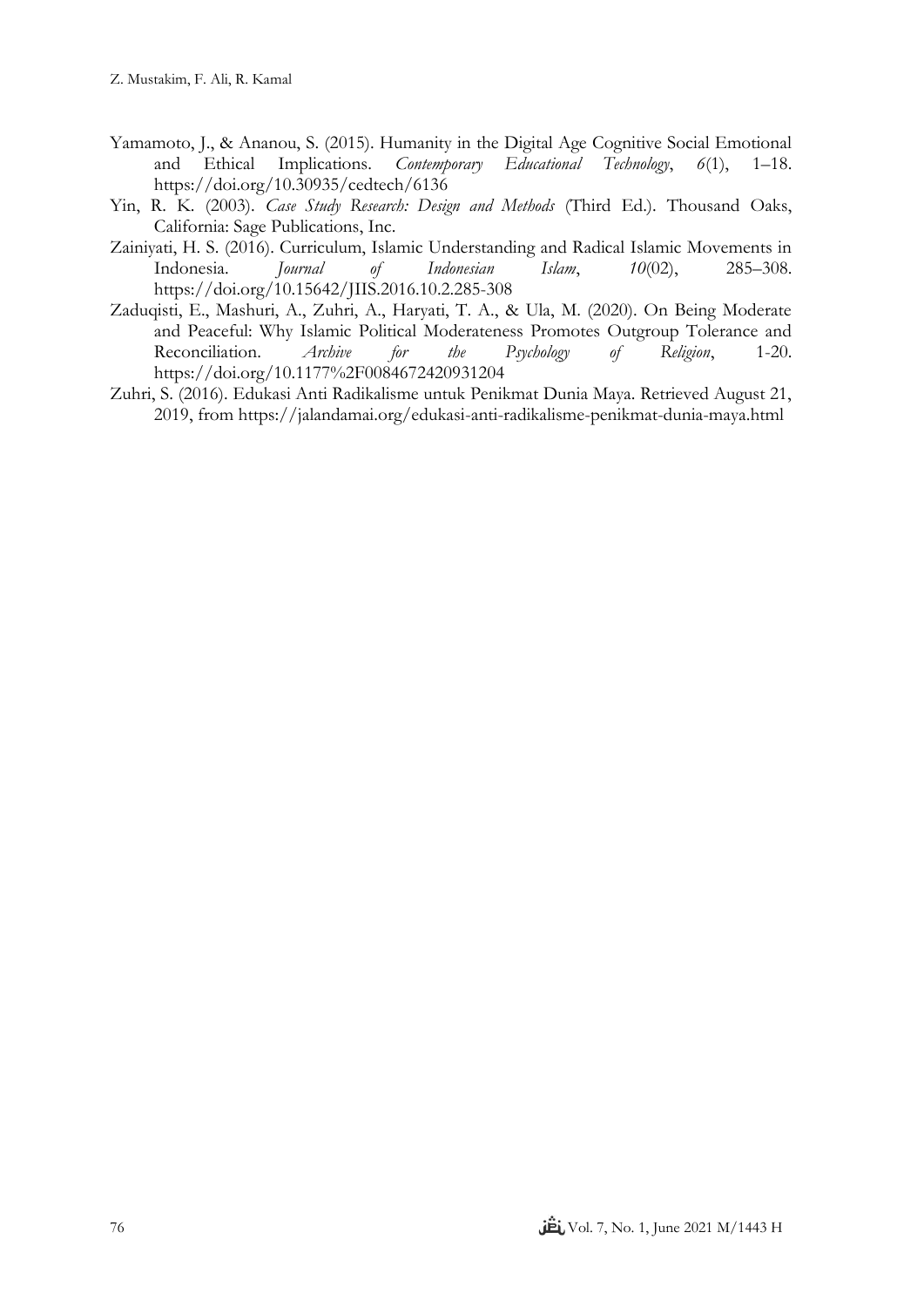Yamamoto, J., & Ananou, S. (2015). Humanity in the Digital Age Cognitive Social Emotional and Ethical Implications. *Contemporary Educational Technology*, *6*(1), 1–18. https://doi.org/10.30935/cedtech/6136

Yin, R. K. (2003). *Case Study Research: Design and Methods* (Third Ed.). Thousand Oaks, California: Sage Publications, Inc.

Zainiyati, H. S. (2016). Curriculum, Islamic Understanding and Radical Islamic Movements in Indonesia. *Journal of Indonesian Islam*, *10*(02), 285–308. https://doi.org/10.15642/JIIS.2016.10.2.285-308

Zaduqisti, E., Mashuri, A., Zuhri, A., Haryati, T. A., & Ula, M. (2020). On Being Moderate and Peaceful: Why Islamic Political Moderateness Promotes Outgroup Tolerance and Reconciliation. *Archive for the Psychology of Religion*, 1-20. https://doi.org/10.1177%2F0084672420931204

Zuhri, S. (2016). Edukasi Anti Radikalisme untuk Penikmat Dunia Maya. Retrieved August 21, 2019, from https://jalandamai.org/edukasi-anti-radikalisme-penikmat-dunia-maya.html